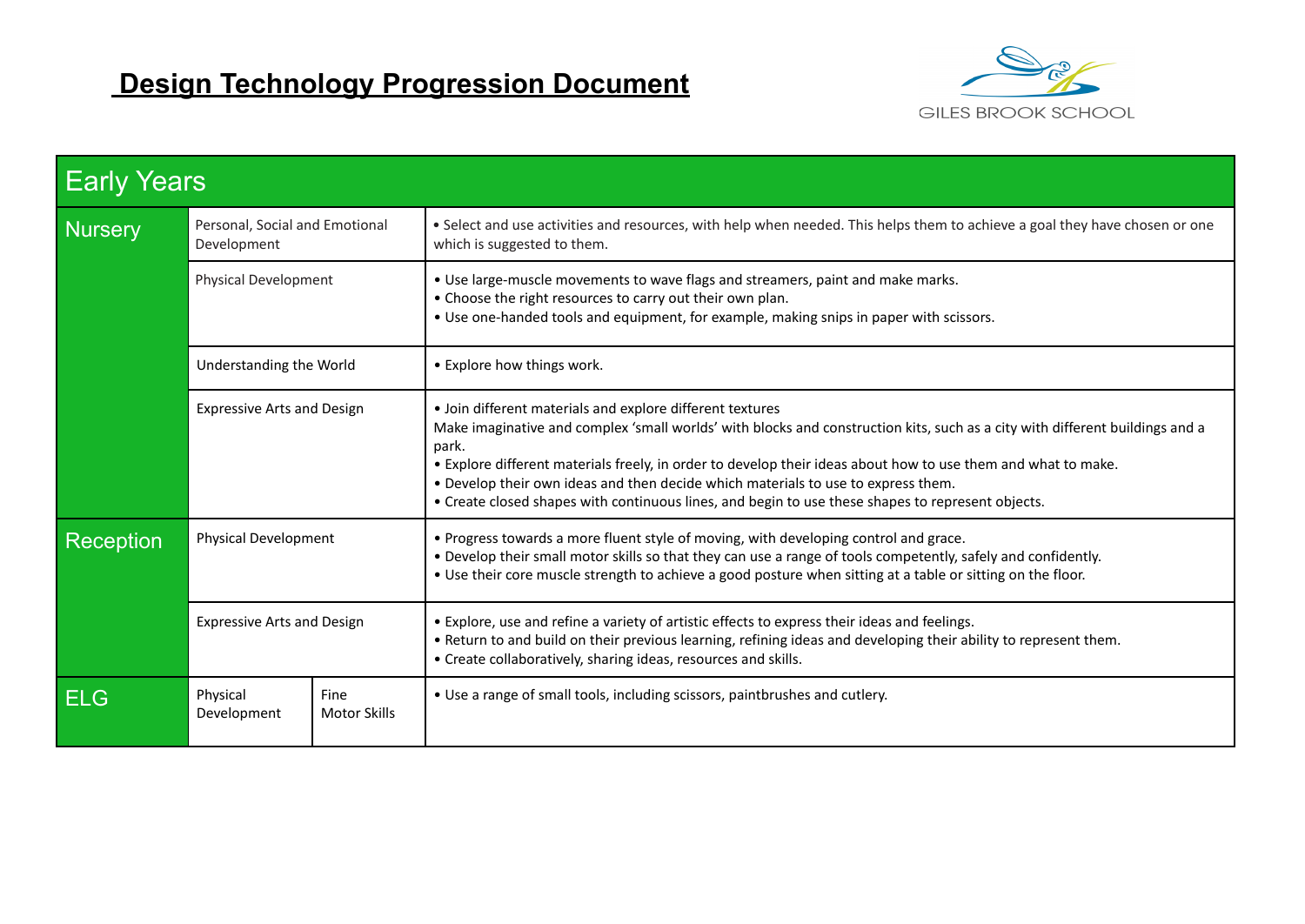# Design Technology Progression Document

GILES BROOK SCHOOL

| Early Years | | |
|---|---|---|
| **Nursery** | Personal, Social and Emotional Development | • Select and use activities and resources, with help when needed. This helps them to achieve a goal they have chosen or one which is suggested to them. |
| | Physical Development | • Use large-muscle movements to wave flags and streamers, paint and make marks.<br>• Choose the right resources to carry out their own plan.<br>• Use one-handed tools and equipment, for example, making snips in paper with scissors. |
| | Understanding the World | • Explore how things work. |
| | Expressive Arts and Design | • Join different materials and explore different textures<br>Make imaginative and complex 'small worlds' with blocks and construction kits, such as a city with different buildings and a park.<br>• Explore different materials freely, in order to develop their ideas about how to use them and what to make.<br>• Develop their own ideas and then decide which materials to use to express them.<br>• Create closed shapes with continuous lines, and begin to use these shapes to represent objects. |
| **Reception** | Physical Development | • Progress towards a more fluent style of moving, with developing control and grace.<br>• Develop their small motor skills so that they can use a range of tools competently, safely and confidently.<br>• Use their core muscle strength to achieve a good posture when sitting at a table or sitting on the floor. |
| | Expressive Arts and Design | • Explore, use and refine a variety of artistic effects to express their ideas and feelings.<br>• Return to and build on their previous learning, refining ideas and developing their ability to represent them.<br>• Create collaboratively, sharing ideas, resources and skills. |
| **ELG** | Physical Development – Fine Motor Skills | • Use a range of small tools, including scissors, paintbrushes and cutlery. |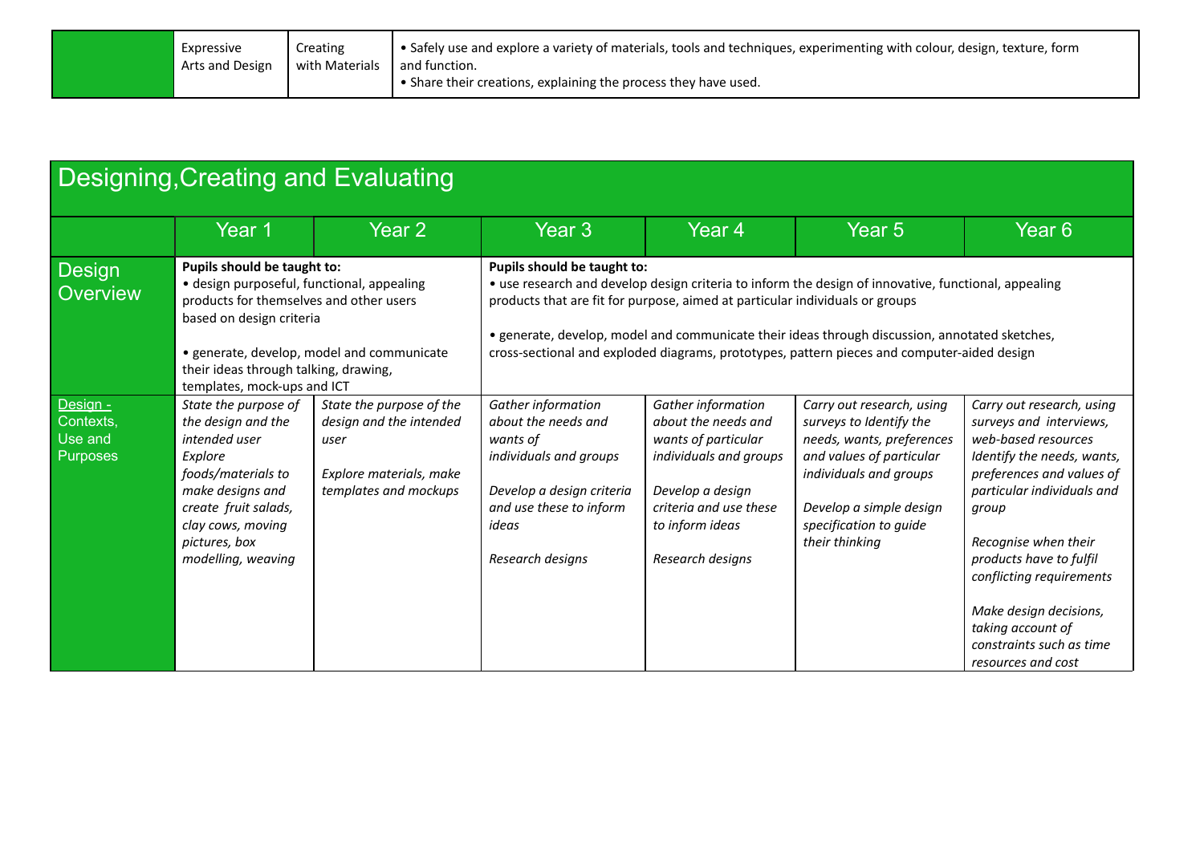| | Expressive Arts and Design | Creating with Materials | • Safely use and explore a variety of materials, tools and techniques, experimenting with colour, design, texture, form and function.<br>• Share their creations, explaining the process they have used. |
|---|---|---|---|

## Designing,Creating and Evaluating

| | Year 1 | Year 2 | Year 3 | Year 4 | Year 5 | Year 6 |
|---|---|---|---|---|---|---|
| Design Overview | **Pupils should be taught to:**<br>• design purposeful, functional, appealing products for themselves and other users based on design criteria<br><br>• generate, develop, model and communicate their ideas through talking, drawing, templates, mock-ups and ICT | | **Pupils should be taught to:**<br>• use research and develop design criteria to inform the design of innovative, functional, appealing products that are fit for purpose, aimed at particular individuals or groups<br><br>• generate, develop, model and communicate their ideas through discussion, annotated sketches, cross-sectional and exploded diagrams, prototypes, pattern pieces and computer-aided design | | | |
| Design - Contexts, Use and Purposes | *State the purpose of the design and the intended user*<br>*Explore foods/materials to make designs and create fruit salads, clay cows, moving pictures, box modelling, weaving* | *State the purpose of the design and the intended user*<br><br>*Explore materials, make templates and mockups* | *Gather information about the needs and wants of individuals and groups*<br><br>*Develop a design criteria and use these to inform ideas*<br><br>*Research designs* | *Gather information about the needs and wants of particular individuals and groups*<br><br>*Develop a design criteria and use these to inform ideas*<br><br>*Research designs* | *Carry out research, using surveys to Identify the needs, wants, preferences and values of particular individuals and groups*<br><br>*Develop a simple design specification to guide their thinking* | *Carry out research, using surveys and interviews, web-based resources Identify the needs, wants, preferences and values of particular individuals and group*<br><br>*Recognise when their products have to fulfil conflicting requirements*<br><br>*Make design decisions, taking account of constraints such as time resources and cost* |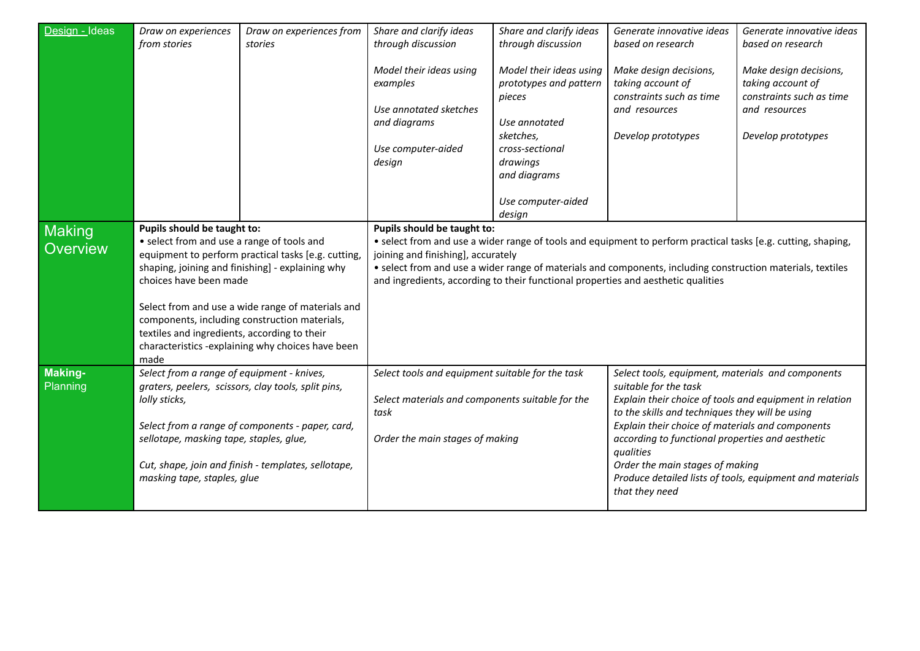| Design - Ideas | Draw on experiences from stories | Draw on experiences from stories | Share and clarify ideas through discussion<br><br>Model their ideas using examples<br><br>Use annotated sketches and diagrams<br><br>Use computer-aided design | Share and clarify ideas through discussion<br><br>Model their ideas using prototypes and pattern pieces<br><br>Use annotated sketches, cross-sectional drawings and diagrams<br><br>Use computer-aided design | Generate innovative ideas based on research<br><br>Make design decisions, taking account of constraints such as time and resources<br><br>Develop prototypes | Generate innovative ideas based on research<br><br>Make design decisions, taking account of constraints such as time and resources<br><br>Develop prototypes |
|---|---|---|---|---|---|---|
| Making Overview | **Pupils should be taught to:**<br>• select from and use a range of tools and equipment to perform practical tasks [e.g. cutting, shaping, joining and finishing] - explaining why choices have been made<br><br>Select from and use a wide range of materials and components, including construction materials, textiles and ingredients, according to their characteristics -explaining why choices have been made | | **Pupils should be taught to:**<br>• select from and use a wider range of tools and equipment to perform practical tasks [e.g. cutting, shaping, joining and finishing], accurately<br>• select from and use a wider range of materials and components, including construction materials, textiles and ingredients, according to their functional properties and aesthetic qualities | | | |
| **Making-** Planning | *Select from a range of equipment - knives, graters, peelers, scissors, clay tools, split pins, lolly sticks,*<br><br>*Select from a range of components - paper, card, sellotape, masking tape, staples, glue,*<br><br>*Cut, shape, join and finish - templates, sellotape, masking tape, staples, glue* | | *Select tools and equipment suitable for the task*<br><br>*Select materials and components suitable for the task*<br><br>*Order the main stages of making* | | *Select tools, equipment, materials and components suitable for the task*<br>*Explain their choice of tools and equipment in relation to the skills and techniques they will be using*<br>*Explain their choice of materials and components according to functional properties and aesthetic qualities*<br>*Order the main stages of making*<br>*Produce detailed lists of tools, equipment and materials that they need* | |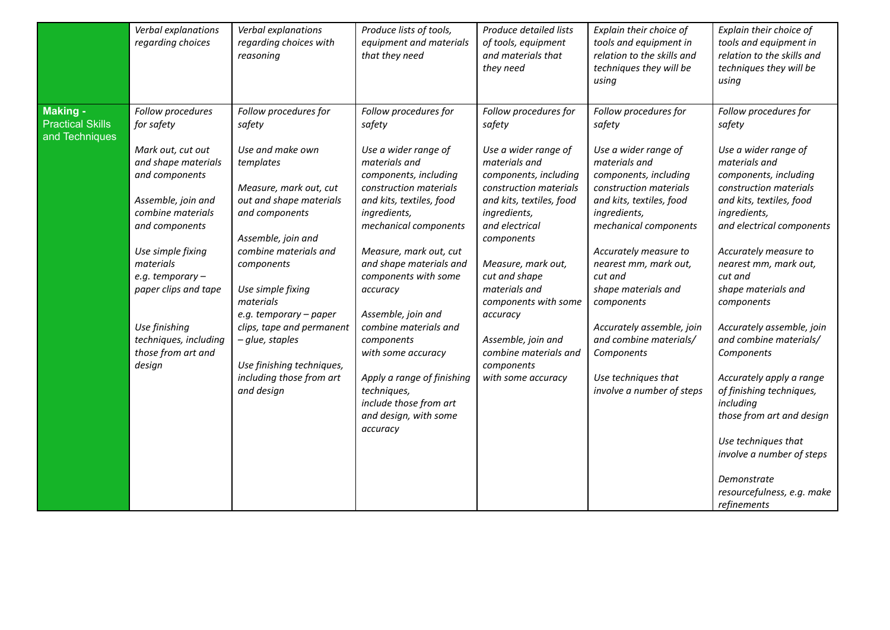| | | | | | | |
|---|---|---|---|---|---|---|
| | *Verbal explanations regarding choices* | *Verbal explanations regarding choices with reasoning* | *Produce lists of tools, equipment and materials that they need* | *Produce detailed lists of tools, equipment and materials that they need* | *Explain their choice of tools and equipment in relation to the skills and techniques they will be using* | *Explain their choice of tools and equipment in relation to the skills and techniques they will be using* |
| **Making - Practical Skills and Techniques** | *Follow procedures for safety*<br><br>*Mark out, cut out and shape materials and components*<br><br>*Assemble, join and combine materials and components*<br><br>*Use simple fixing materials e.g. temporary – paper clips and tape*<br><br>*Use finishing techniques, including those from art and design* | *Follow procedures for safety*<br><br>*Use and make own templates*<br><br>*Measure, mark out, cut out and shape materials and components*<br><br>*Assemble, join and combine materials and components*<br><br>*Use simple fixing materials e.g. temporary – paper clips, tape and permanent – glue, staples*<br><br>*Use finishing techniques, including those from art and design* | *Follow procedures for safety*<br><br>*Use a wider range of materials and components, including construction materials and kits, textiles, food ingredients, mechanical components*<br><br>*Measure, mark out, cut and shape materials and components with some accuracy*<br><br>*Assemble, join and combine materials and components with some accuracy*<br><br>*Apply a range of finishing techniques, include those from art and design, with some accuracy* | *Follow procedures for safety*<br><br>*Use a wider range of materials and components, including construction materials and kits, textiles, food ingredients, and electrical components*<br><br>*Measure, mark out, cut and shape materials and components with some accuracy*<br><br>*Assemble, join and combine materials and components with some accuracy* | *Follow procedures for safety*<br><br>*Use a wider range of materials and components, including construction materials and kits, textiles, food ingredients, mechanical components*<br><br>*Accurately measure to nearest mm, mark out, cut and shape materials and components*<br><br>*Accurately assemble, join and combine materials/ Components*<br><br>*Use techniques that involve a number of steps* | *Follow procedures for safety*<br><br>*Use a wider range of materials and components, including construction materials and kits, textiles, food ingredients, and electrical components*<br><br>*Accurately measure to nearest mm, mark out, cut and shape materials and components*<br><br>*Accurately assemble, join and combine materials/ Components*<br><br>*Accurately apply a range of finishing techniques, including those from art and design*<br><br>*Use techniques that involve a number of steps*<br><br>*Demonstrate resourcefulness, e.g. make refinements* |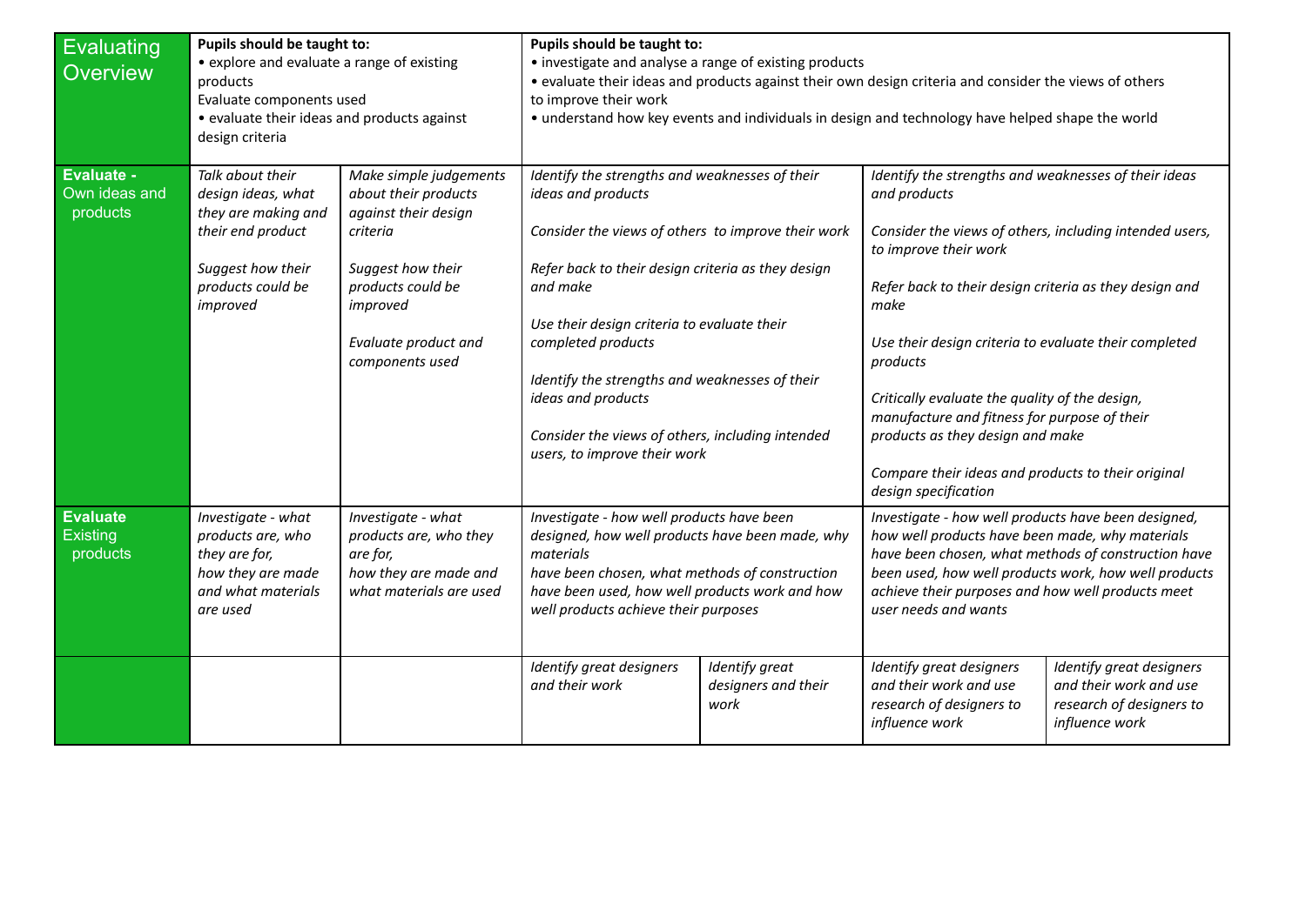| Evaluating Overview | **Pupils should be taught to:**<br>• explore and evaluate a range of existing products<br>Evaluate components used<br>• evaluate their ideas and products against design criteria | | **Pupils should be taught to:**<br>• investigate and analyse a range of existing products<br>• evaluate their ideas and products against their own design criteria and consider the views of others to improve their work<br>• understand how key events and individuals in design and technology have helped shape the world | | | |
|---|---|---|---|---|---|---|
| **Evaluate -** Own ideas and products | *Talk about their design ideas, what they are making and their end product*<br><br>*Suggest how their products could be improved* | *Make simple judgements about their products against their design criteria*<br><br>*Suggest how their products could be improved*<br><br>*Evaluate product and components used* | *Identify the strengths and weaknesses of their ideas and products*<br><br>*Consider the views of others to improve their work*<br><br>*Refer back to their design criteria as they design and make*<br><br>*Use their design criteria to evaluate their completed products*<br><br>*Identify the strengths and weaknesses of their ideas and products*<br><br>*Consider the views of others, including intended users, to improve their work* | | *Identify the strengths and weaknesses of their ideas and products*<br><br>*Consider the views of others, including intended users, to improve their work*<br><br>*Refer back to their design criteria as they design and make*<br><br>*Use their design criteria to evaluate their completed products*<br><br>*Critically evaluate the quality of the design, manufacture and fitness for purpose of their products as they design and make*<br><br>*Compare their ideas and products to their original design specification* | |
| **Evaluate** Existing products | *Investigate - what products are, who they are for, how they are made and what materials are used* | *Investigate - what products are, who they are for, how they are made and what materials are used* | *Investigate - how well products have been designed, how well products have been made, why materials have been chosen, what methods of construction have been used, how well products work and how well products achieve their purposes* | | *Investigate - how well products have been designed, how well products have been made, why materials have been chosen, what methods of construction have been used, how well products work, how well products achieve their purposes and how well products meet user needs and wants* | |
| | | | *Identify great designers and their work* | *Identify great designers and their work* | *Identify great designers and their work and use research of designers to influence work* | *Identify great designers and their work and use research of designers to influence work* |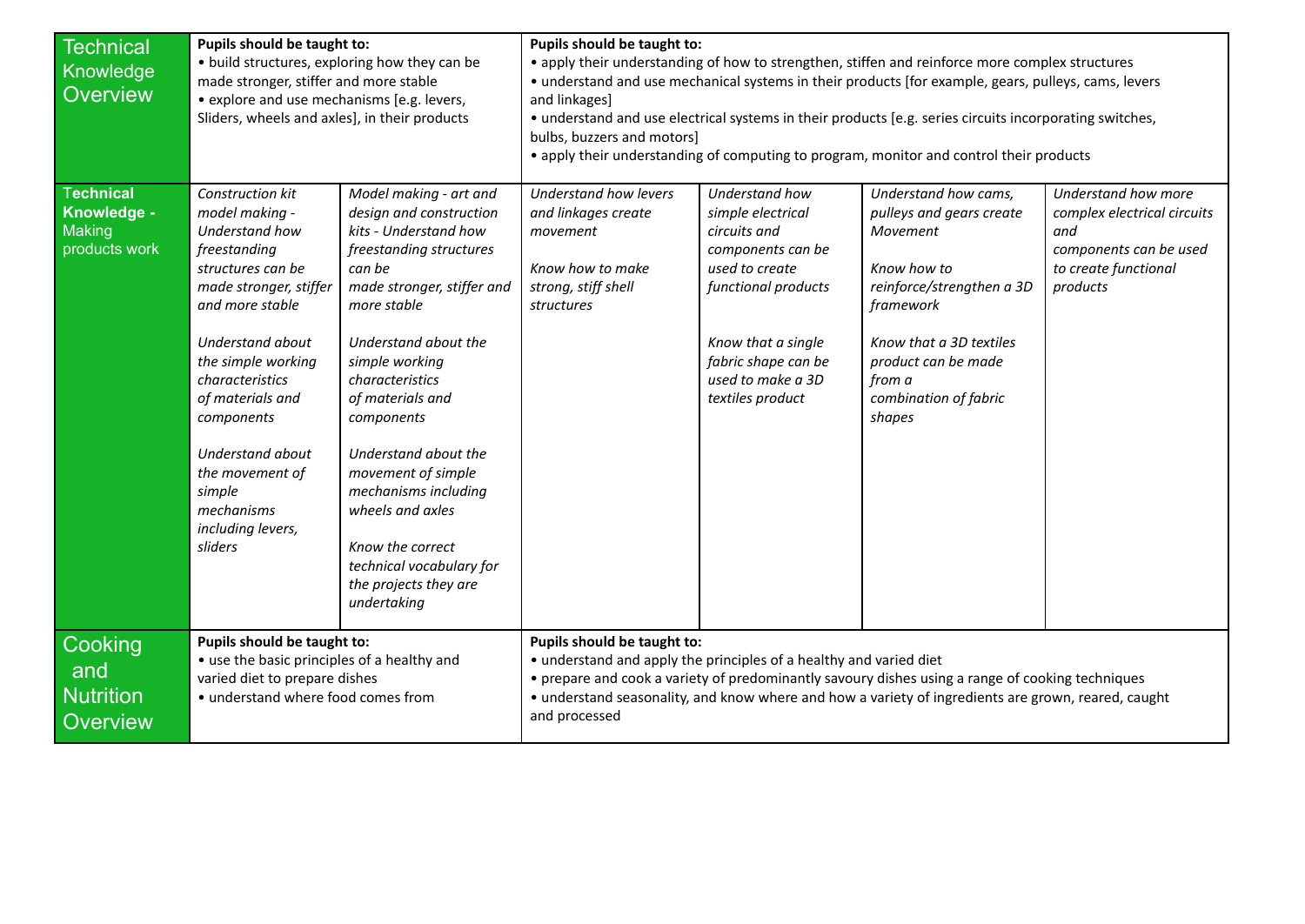| Technical Knowledge Overview | **Pupils should be taught to:** • build structures, exploring how they can be made stronger, stiffer and more stable • explore and use mechanisms [e.g. levers, Sliders, wheels and axles], in their products | | **Pupils should be taught to:** • apply their understanding of how to strengthen, stiffen and reinforce more complex structures • understand and use mechanical systems in their products [for example, gears, pulleys, cams, levers and linkages] • understand and use electrical systems in their products [e.g. series circuits incorporating switches, bulbs, buzzers and motors] • apply their understanding of computing to program, monitor and control their products | | | |
|---|---|---|---|---|---|---|
| **Technical Knowledge -** Making products work | *Construction kit model making - Understand how freestanding structures can be made stronger, stiffer and more stable*<br><br>*Understand about the simple working characteristics of materials and components*<br><br>*Understand about the movement of simple mechanisms including levers, sliders* | *Model making - art and design and construction kits - Understand how freestanding structures can be made stronger, stiffer and more stable*<br><br>*Understand about the simple working characteristics of materials and components*<br><br>*Understand about the movement of simple mechanisms including wheels and axles*<br><br>*Know the correct technical vocabulary for the projects they are undertaking* | *Understand how levers and linkages create movement*<br><br>*Know how to make strong, stiff shell structures* | *Understand how simple electrical circuits and components can be used to create functional products*<br><br>*Know that a single fabric shape can be used to make a 3D textiles product* | *Understand how cams, pulleys and gears create Movement*<br><br>*Know how to reinforce/strengthen a 3D framework*<br><br>*Know that a 3D textiles product can be made from a combination of fabric shapes* | *Understand how more complex electrical circuits and components can be used to create functional products* |
| Cooking and Nutrition Overview | **Pupils should be taught to:** • use the basic principles of a healthy and varied diet to prepare dishes • understand where food comes from | | **Pupils should be taught to:** • understand and apply the principles of a healthy and varied diet • prepare and cook a variety of predominantly savoury dishes using a range of cooking techniques • understand seasonality, and know where and how a variety of ingredients are grown, reared, caught and processed | | | |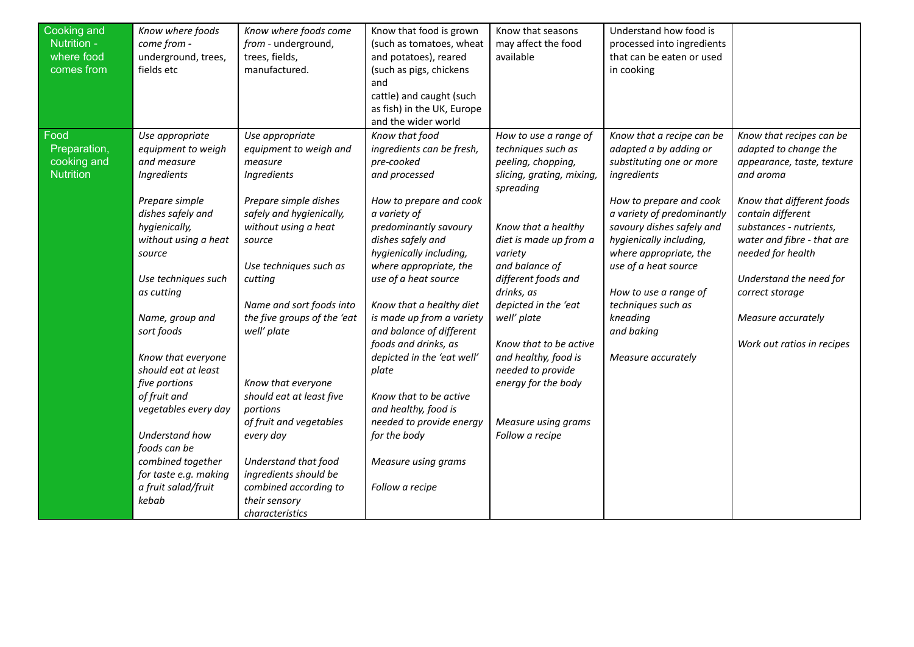| | | | | | | |
|---|---|---|---|---|---|---|
| Cooking and Nutrition - where food comes from | *Know where foods come from* - underground, trees, fields etc | *Know where foods come from* - underground, trees, fields, manufactured. | Know that food is grown (such as tomatoes, wheat and potatoes), reared (such as pigs, chickens and cattle) and caught (such as fish) in the UK, Europe and the wider world | Know that seasons may affect the food available | Understand how food is processed into ingredients that can be eaten or used in cooking | |
| Food Preparation, cooking and Nutrition | *Use appropriate equipment to weigh and measure Ingredients*<br><br>*Prepare simple dishes safely and hygienically, without using a heat source*<br><br>*Use techniques such as cutting*<br><br>*Name, group and sort foods*<br><br>*Know that everyone should eat at least five portions of fruit and vegetables every day*<br><br>*Understand how foods can be combined together for taste e.g. making a fruit salad/fruit kebab* | *Use appropriate equipment to weigh and measure Ingredients*<br><br>*Prepare simple dishes safely and hygienically, without using a heat source*<br><br>*Use techniques such as cutting*<br><br>*Name and sort foods into the five groups of the 'eat well' plate*<br><br>*Know that everyone should eat at least five portions of fruit and vegetables every day*<br><br>*Understand that food ingredients should be combined according to their sensory characteristics* | *Know that food ingredients can be fresh, pre-cooked and processed*<br><br>*How to prepare and cook a variety of predominantly savoury dishes safely and hygienically including, where appropriate, the use of a heat source*<br><br>*Know that a healthy diet is made up from a variety and balance of different foods and drinks, as depicted in the 'eat well' plate*<br><br>*Know that to be active and healthy, food is needed to provide energy for the body*<br><br>*Measure using grams*<br><br>*Follow a recipe* | *How to use a range of techniques such as peeling, chopping, slicing, grating, mixing, spreading*<br><br>*Know that a healthy diet is made up from a variety and balance of different foods and drinks, as depicted in the 'eat well' plate*<br><br>*Know that to be active and healthy, food is needed to provide energy for the body*<br><br>*Measure using grams*<br>*Follow a recipe* | *Know that a recipe can be adapted a by adding or substituting one or more ingredients*<br><br>*How to prepare and cook a variety of predominantly savoury dishes safely and hygienically including, where appropriate, the use of a heat source*<br><br>*How to use a range of techniques such as kneading and baking*<br><br>*Measure accurately* | *Know that recipes can be adapted to change the appearance, taste, texture and aroma*<br><br>*Know that different foods contain different substances - nutrients, water and fibre - that are needed for health*<br><br>*Understand the need for correct storage*<br><br>*Measure accurately*<br><br>*Work out ratios in recipes* |